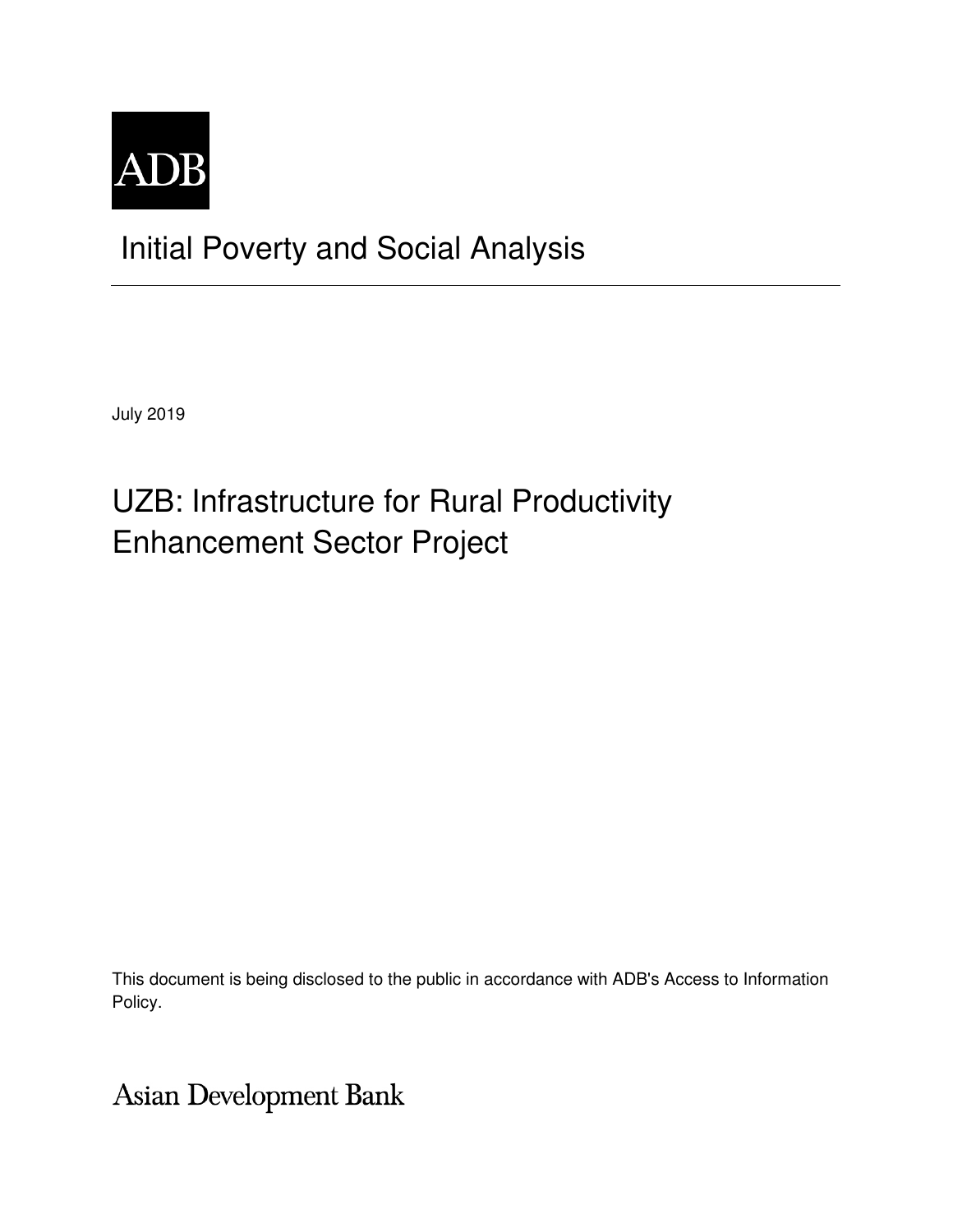ADB

# Initial Poverty and Social Analysis

July 2019

## UZB: Infrastructure for Rural Productivity Enhancement Sector Project

This document is being disclosed to the public in accordance with ADB's Access to Information Policy.

Asian Development Bank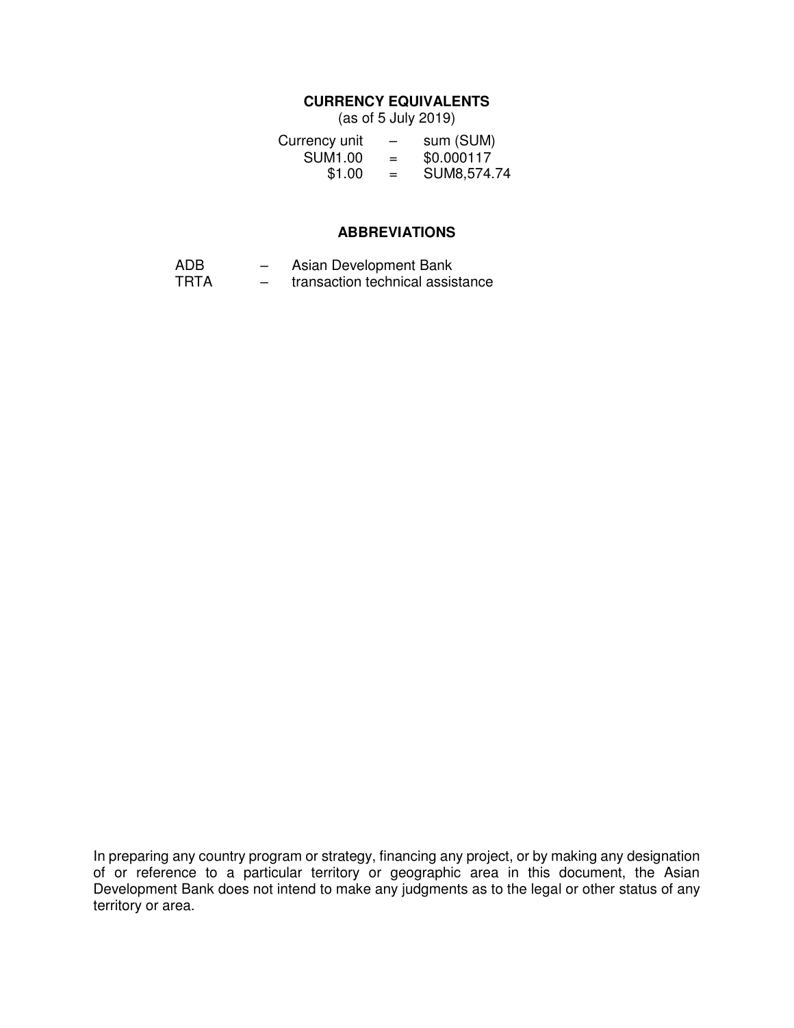## CURRENCY EQUIVALENTS

(as of 5 July 2019)

| | | |
|---|---|---|
| Currency unit | – | sum (SUM) |
| SUM1.00 | = | \$0.000117 |
| \$1.00 | = | SUM8,574.74 |

## ABBREVIATIONS

| | | |
|---|---|---|
| ADB | – | Asian Development Bank |
| TRTA | – | transaction technical assistance |

In preparing any country program or strategy, financing any project, or by making any designation of or reference to a particular territory or geographic area in this document, the Asian Development Bank does not intend to make any judgments as to the legal or other status of any territory or area.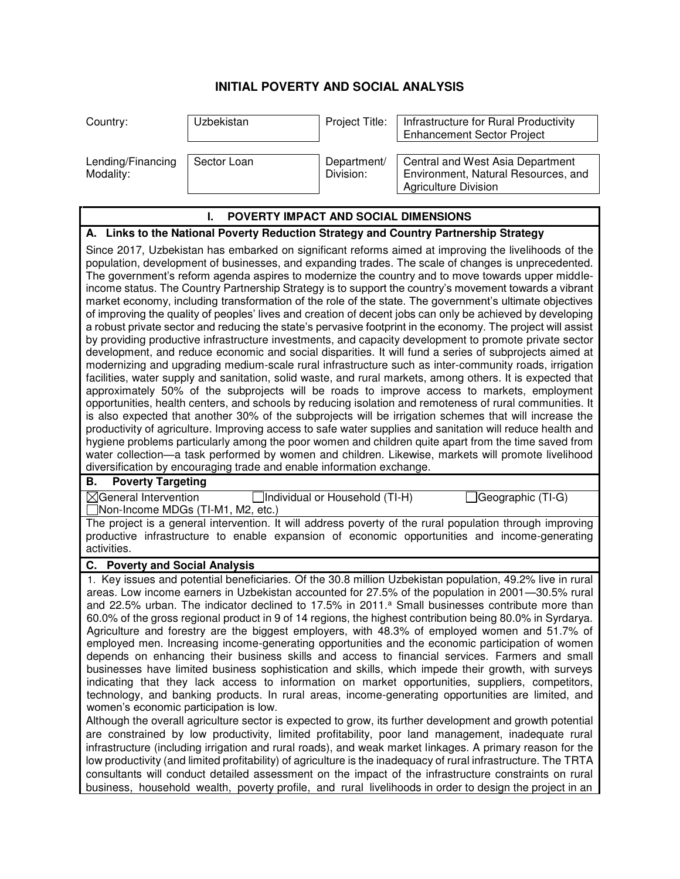# INITIAL POVERTY AND SOCIAL ANALYSIS

| Country: | Uzbekistan | Project Title: | Infrastructure for Rural Productivity Enhancement Sector Project |
|---|---|---|---|
| Lending/Financing Modality: | Sector Loan | Department/ Division: | Central and West Asia Department Environment, Natural Resources, and Agriculture Division |

## I. POVERTY IMPACT AND SOCIAL DIMENSIONS

### A. Links to the National Poverty Reduction Strategy and Country Partnership Strategy

Since 2017, Uzbekistan has embarked on significant reforms aimed at improving the livelihoods of the population, development of businesses, and expanding trades. The scale of changes is unprecedented. The government's reform agenda aspires to modernize the country and to move towards upper middle-income status. The Country Partnership Strategy is to support the country's movement towards a vibrant market economy, including transformation of the role of the state. The government's ultimate objectives of improving the quality of peoples' lives and creation of decent jobs can only be achieved by developing a robust private sector and reducing the state's pervasive footprint in the economy. The project will assist by providing productive infrastructure investments, and capacity development to promote private sector development, and reduce economic and social disparities. It will fund a series of subprojects aimed at modernizing and upgrading medium-scale rural infrastructure such as inter-community roads, irrigation facilities, water supply and sanitation, solid waste, and rural markets, among others. It is expected that approximately 50% of the subprojects will be roads to improve access to markets, employment opportunities, health centers, and schools by reducing isolation and remoteness of rural communities. It is also expected that another 30% of the subprojects will be irrigation schemes that will increase the productivity of agriculture. Improving access to safe water supplies and sanitation will reduce health and hygiene problems particularly among the poor women and children quite apart from the time saved from water collection—a task performed by women and children. Likewise, markets will promote livelihood diversification by encouraging trade and enable information exchange.

### B. Poverty Targeting

☒General Intervention ☐Individual or Household (TI-H) ☐Geographic (TI-G) ☐Non-Income MDGs (TI-M1, M2, etc.)

The project is a general intervention. It will address poverty of the rural population through improving productive infrastructure to enable expansion of economic opportunities and income-generating activities.

### C. Poverty and Social Analysis

1. Key issues and potential beneficiaries. Of the 30.8 million Uzbekistan population, 49.2% live in rural areas. Low income earners in Uzbekistan accounted for 27.5% of the population in 2001—30.5% rural and 22.5% urban. The indicator declined to 17.5% in 2011.[a] Small businesses contribute more than 60.0% of the gross regional product in 9 of 14 regions, the highest contribution being 80.0% in Syrdarya. Agriculture and forestry are the biggest employers, with 48.3% of employed women and 51.7% of employed men. Increasing income-generating opportunities and the economic participation of women depends on enhancing their business skills and access to financial services. Farmers and small businesses have limited business sophistication and skills, which impede their growth, with surveys indicating that they lack access to information on market opportunities, suppliers, competitors, technology, and banking products. In rural areas, income-generating opportunities are limited, and women's economic participation is low.

Although the overall agriculture sector is expected to grow, its further development and growth potential are constrained by low productivity, limited profitability, poor land management, inadequate rural infrastructure (including irrigation and rural roads), and weak market linkages. A primary reason for the low productivity (and limited profitability) of agriculture is the inadequacy of rural infrastructure. The TRTA consultants will conduct detailed assessment on the impact of the infrastructure constraints on rural business, household wealth, poverty profile, and rural livelihoods in order to design the project in an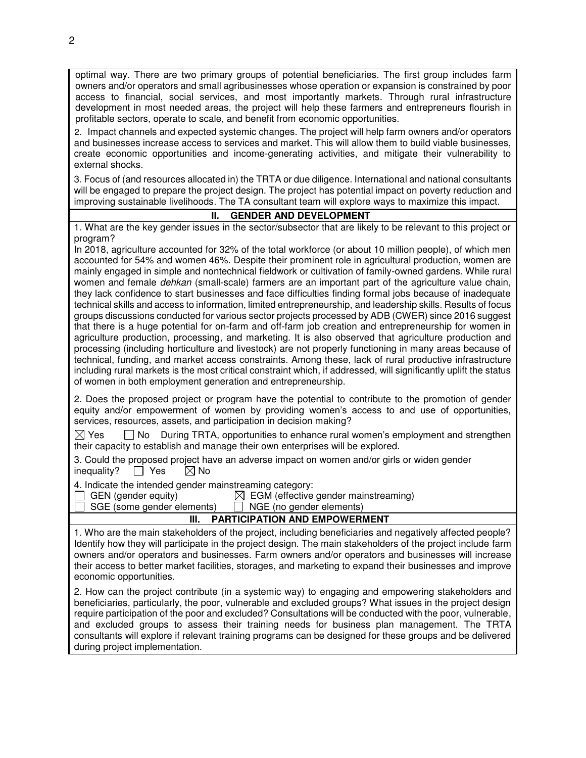optimal way. There are two primary groups of potential beneficiaries. The first group includes farm owners and/or operators and small agribusinesses whose operation or expansion is constrained by poor access to financial, social services, and most importantly markets. Through rural infrastructure development in most needed areas, the project will help these farmers and entrepreneurs flourish in profitable sectors, operate to scale, and benefit from economic opportunities.

2. Impact channels and expected systemic changes. The project will help farm owners and/or operators and businesses increase access to services and market. This will allow them to build viable businesses, create economic opportunities and income-generating activities, and mitigate their vulnerability to external shocks.

3. Focus of (and resources allocated in) the TRTA or due diligence. International and national consultants will be engaged to prepare the project design. The project has potential impact on poverty reduction and improving sustainable livelihoods. The TA consultant team will explore ways to maximize this impact.

## II. GENDER AND DEVELOPMENT

1. What are the key gender issues in the sector/subsector that are likely to be relevant to this project or program?

In 2018, agriculture accounted for 32% of the total workforce (or about 10 million people), of which men accounted for 54% and women 46%. Despite their prominent role in agricultural production, women are mainly engaged in simple and nontechnical fieldwork or cultivation of family-owned gardens. While rural women and female *dehkan* (small-scale) farmers are an important part of the agriculture value chain, they lack confidence to start businesses and face difficulties finding formal jobs because of inadequate technical skills and access to information, limited entrepreneurship, and leadership skills. Results of focus groups discussions conducted for various sector projects processed by ADB (CWER) since 2016 suggest that there is a huge potential for on-farm and off-farm job creation and entrepreneurship for women in agriculture production, processing, and marketing. It is also observed that agriculture production and processing (including horticulture and livestock) are not properly functioning in many areas because of technical, funding, and market access constraints. Among these, lack of rural productive infrastructure including rural markets is the most critical constraint which, if addressed, will significantly uplift the status of women in both employment generation and entrepreneurship.

2. Does the proposed project or program have the potential to contribute to the promotion of gender equity and/or empowerment of women by providing women's access to and use of opportunities, services, resources, assets, and participation in decision making?

☒ Yes ☐ No During TRTA, opportunities to enhance rural women's employment and strengthen their capacity to establish and manage their own enterprises will be explored.

3. Could the proposed project have an adverse impact on women and/or girls or widen gender inequality? ☐ Yes ☒ No

4. Indicate the intended gender mainstreaming category:

☐ GEN (gender equity) ☒ EGM (effective gender mainstreaming)
☐ SGE (some gender elements) ☐ NGE (no gender elements)

## III. PARTICIPATION AND EMPOWERMENT

1. Who are the main stakeholders of the project, including beneficiaries and negatively affected people? Identify how they will participate in the project design. The main stakeholders of the project include farm owners and/or operators and businesses. Farm owners and/or operators and businesses will increase their access to better market facilities, storages, and marketing to expand their businesses and improve economic opportunities.

2. How can the project contribute (in a systemic way) to engaging and empowering stakeholders and beneficiaries, particularly, the poor, vulnerable and excluded groups? What issues in the project design require participation of the poor and excluded? Consultations will be conducted with the poor, vulnerable, and excluded groups to assess their training needs for business plan management. The TRTA consultants will explore if relevant training programs can be designed for these groups and be delivered during project implementation.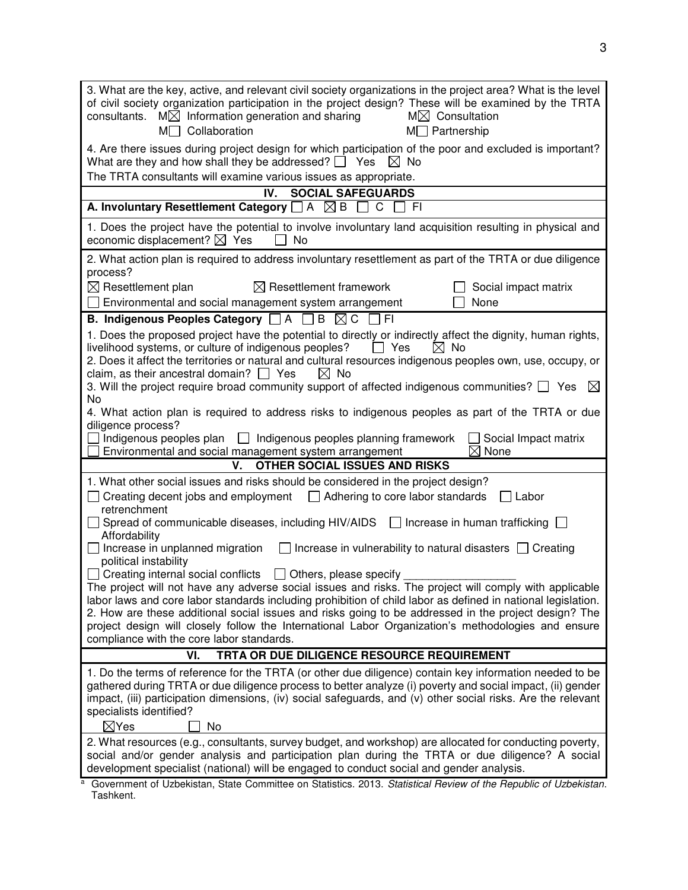3. What are the key, active, and relevant civil society organizations in the project area? What is the level of civil society organization participation in the project design? These will be examined by the TRTA consultants. M☒ Information generation and sharing M☒ Consultation
M☐ Collaboration M☐ Partnership

4. Are there issues during project design for which participation of the poor and excluded is important? What are they and how shall they be addressed? ☐ Yes ☒ No
The TRTA consultants will examine various issues as appropriate.

## IV. SOCIAL SAFEGUARDS

**A. Involuntary Resettlement Category** ☐ A ☒ B ☐ C ☐ FI

1. Does the project have the potential to involve involuntary land acquisition resulting in physical and economic displacement? ☒ Yes ☐ No

2. What action plan is required to address involuntary resettlement as part of the TRTA or due diligence process?
☒ Resettlement plan ☒ Resettlement framework ☐ Social impact matrix
☐ Environmental and social management system arrangement ☐ None

**B. Indigenous Peoples Category** ☐ A ☐ B ☒ C ☐ FI

1. Does the proposed project have the potential to directly or indirectly affect the dignity, human rights, livelihood systems, or culture of indigenous peoples? ☐ Yes ☒ No
2. Does it affect the territories or natural and cultural resources indigenous peoples own, use, occupy, or claim, as their ancestral domain? ☐ Yes ☒ No
3. Will the project require broad community support of affected indigenous communities? ☐ Yes ☒ No
4. What action plan is required to address risks to indigenous peoples as part of the TRTA or due diligence process?
☐ Indigenous peoples plan ☐ Indigenous peoples planning framework ☐ Social Impact matrix
☐ Environmental and social management system arrangement ☒ None

## V. OTHER SOCIAL ISSUES AND RISKS

1. What other social issues and risks should be considered in the project design?
☐ Creating decent jobs and employment ☐ Adhering to core labor standards ☐ Labor retrenchment
☐ Spread of communicable diseases, including HIV/AIDS ☐ Increase in human trafficking ☐ Affordability
☐ Increase in unplanned migration ☐ Increase in vulnerability to natural disasters ☐ Creating political instability
☐ Creating internal social conflicts ☐ Others, please specify \_\_\_\_\_\_\_\_\_\_\_\_\_\_\_\_\_
The project will not have any adverse social issues and risks. The project will comply with applicable labor laws and core labor standards including prohibition of child labor as defined in national legislation.
2. How are these additional social issues and risks going to be addressed in the project design? The project design will closely follow the International Labor Organization's methodologies and ensure compliance with the core labor standards.

## VI. TRTA OR DUE DILIGENCE RESOURCE REQUIREMENT

1. Do the terms of reference for the TRTA (or other due diligence) contain key information needed to be gathered during TRTA or due diligence process to better analyze (i) poverty and social impact, (ii) gender impact, (iii) participation dimensions, (iv) social safeguards, and (v) other social risks. Are the relevant specialists identified?
☒Yes ☐ No

2. What resources (e.g., consultants, survey budget, and workshop) are allocated for conducting poverty, social and/or gender analysis and participation plan during the TRTA or due diligence? A social development specialist (national) will be engaged to conduct social and gender analysis.

[a] Government of Uzbekistan, State Committee on Statistics. 2013. *Statistical Review of the Republic of Uzbekistan*. Tashkent.